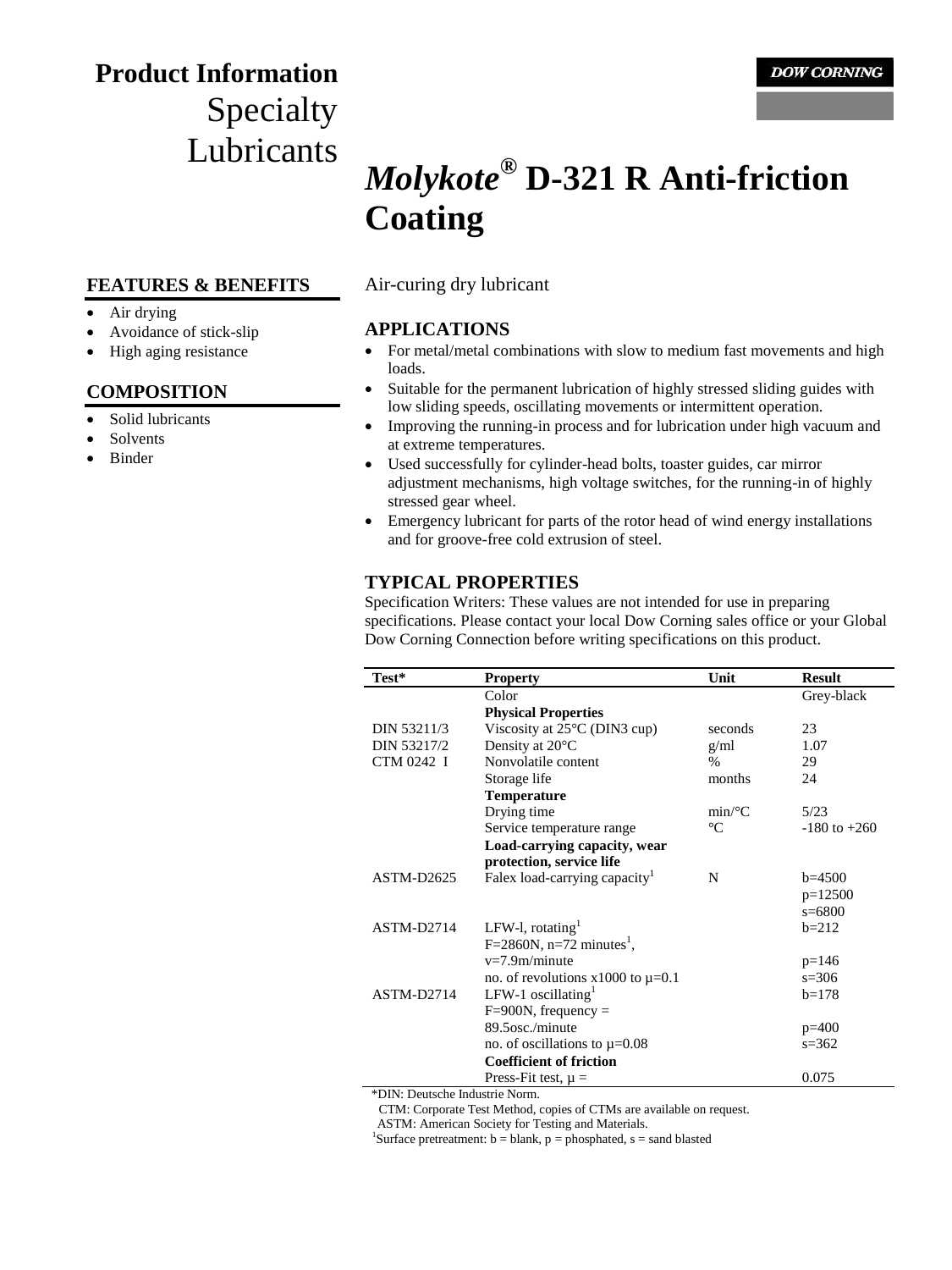# Product Information
Specialty Lubricants

DOW CORNING

# *Molykote*® D-321 R Anti-friction Coating

Air-curing dry lubricant

## FEATURES & BENEFITS

- Air drying
- Avoidance of stick-slip
- High aging resistance

## COMPOSITION

- Solid lubricants
- Solvents
- Binder

## APPLICATIONS

- For metal/metal combinations with slow to medium fast movements and high loads.
- Suitable for the permanent lubrication of highly stressed sliding guides with low sliding speeds, oscillating movements or intermittent operation.
- Improving the running-in process and for lubrication under high vacuum and at extreme temperatures.
- Used successfully for cylinder-head bolts, toaster guides, car mirror adjustment mechanisms, high voltage switches, for the running-in of highly stressed gear wheel.
- Emergency lubricant for parts of the rotor head of wind energy installations and for groove-free cold extrusion of steel.

## TYPICAL PROPERTIES

Specification Writers: These values are not intended for use in preparing specifications. Please contact your local Dow Corning sales office or your Global Dow Corning Connection before writing specifications on this product.

| Test* | Property | Unit | Result |
|---|---|---|---|
| | Color | | Grey-black |
| | **Physical Properties** | | |
| DIN 53211/3 | Viscosity at 25°C (DIN3 cup) | seconds | 23 |
| DIN 53217/2 | Density at 20°C | g/ml | 1.07 |
| CTM 0242 I | Nonvolatile content | % | 29 |
| | Storage life | months | 24 |
| | **Temperature** | | |
| | Drying time | min/°C | 5/23 |
| | Service temperature range | °C | -180 to +260 |
| | **Load-carrying capacity, wear protection, service life** | | |
| ASTM-D2625 | Falex load-carrying capacity[1] | N | b=4500<br>p=12500<br>s=6800 |
| ASTM-D2714 | LFW-l, rotating[1]<br>F=2860N, n=72 minutes[1],<br>v=7.9m/minute<br>no. of revolutions x1000 to µ=0.1 | | b=212<br>p=146<br>s=306 |
| ASTM-D2714 | LFW-1 oscillating[1]<br>F=900N, frequency =<br>89.5osc./minute<br>no. of oscillations to µ=0.08 | | b=178<br>p=400<br>s=362 |
| | **Coefficient of friction** | | |
| | Press-Fit test, µ = | | 0.075 |

*DIN: Deutsche Industrie Norm.
CTM: Corporate Test Method, copies of CTMs are available on request.
ASTM: American Society for Testing and Materials.
[1]Surface pretreatment: b = blank, p = phosphated, s = sand blasted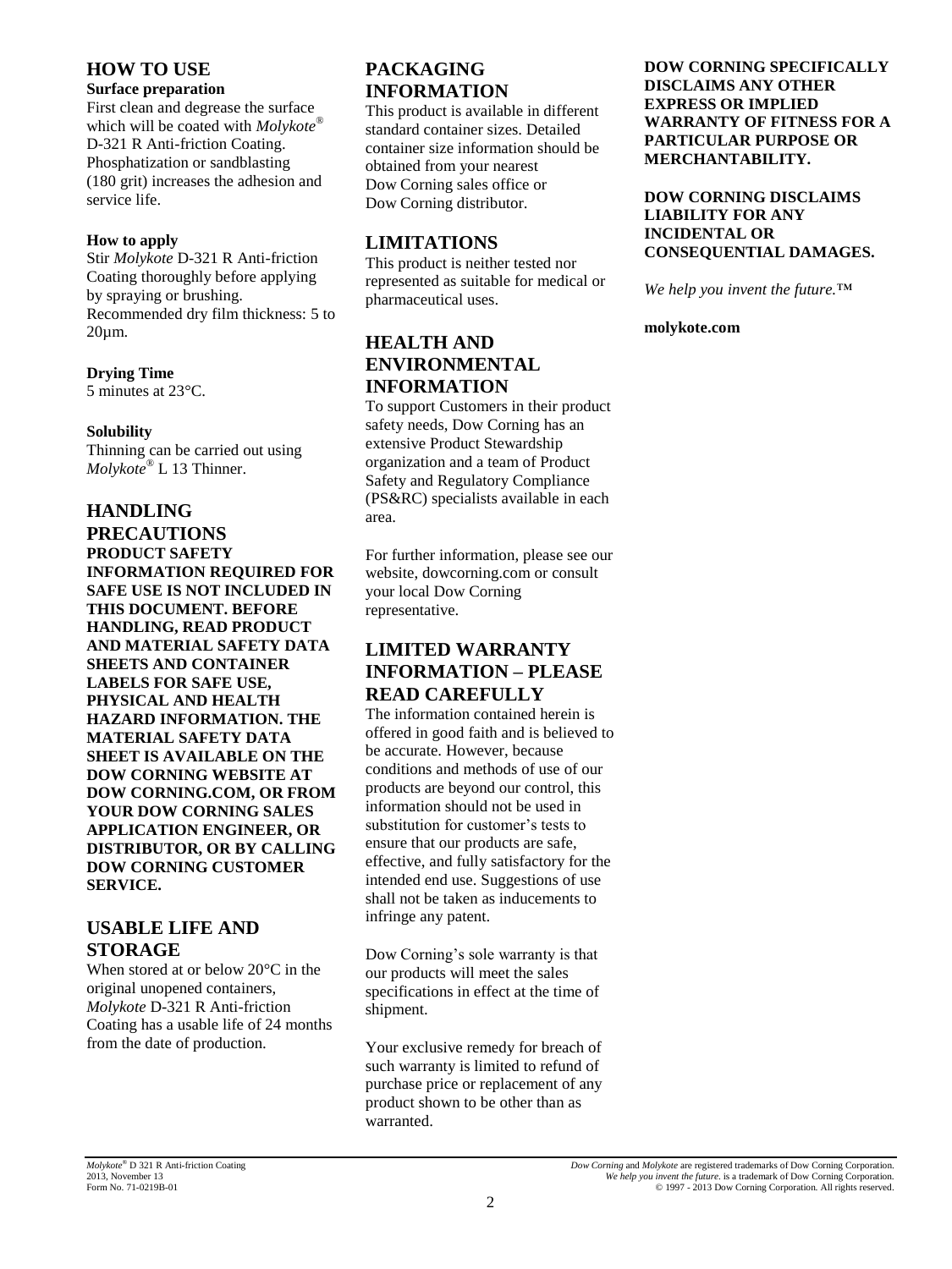## HOW TO USE

### Surface preparation

First clean and degrease the surface which will be coated with *Molykote*® D-321 R Anti-friction Coating. Phosphatization or sandblasting (180 grit) increases the adhesion and service life.

### How to apply

Stir *Molykote* D-321 R Anti-friction Coating thoroughly before applying by spraying or brushing. Recommended dry film thickness: 5 to 20µm.

### Drying Time

5 minutes at 23°C.

### Solubility

Thinning can be carried out using *Molykote*® L 13 Thinner.

## HANDLING PRECAUTIONS

**PRODUCT SAFETY INFORMATION REQUIRED FOR SAFE USE IS NOT INCLUDED IN THIS DOCUMENT. BEFORE HANDLING, READ PRODUCT AND MATERIAL SAFETY DATA SHEETS AND CONTAINER LABELS FOR SAFE USE, PHYSICAL AND HEALTH HAZARD INFORMATION. THE MATERIAL SAFETY DATA SHEET IS AVAILABLE ON THE DOW CORNING WEBSITE AT DOW CORNING.COM, OR FROM YOUR DOW CORNING SALES APPLICATION ENGINEER, OR DISTRIBUTOR, OR BY CALLING DOW CORNING CUSTOMER SERVICE.**

## USABLE LIFE AND STORAGE

When stored at or below 20°C in the original unopened containers, *Molykote* D-321 R Anti-friction Coating has a usable life of 24 months from the date of production.

## PACKAGING INFORMATION

This product is available in different standard container sizes. Detailed container size information should be obtained from your nearest Dow Corning sales office or Dow Corning distributor.

## LIMITATIONS

This product is neither tested nor represented as suitable for medical or pharmaceutical uses.

## HEALTH AND ENVIRONMENTAL INFORMATION

To support Customers in their product safety needs, Dow Corning has an extensive Product Stewardship organization and a team of Product Safety and Regulatory Compliance (PS&RC) specialists available in each area.

For further information, please see our website, dowcorning.com or consult your local Dow Corning representative.

## LIMITED WARRANTY INFORMATION – PLEASE READ CAREFULLY

The information contained herein is offered in good faith and is believed to be accurate. However, because conditions and methods of use of our products are beyond our control, this information should not be used in substitution for customer's tests to ensure that our products are safe, effective, and fully satisfactory for the intended end use. Suggestions of use shall not be taken as inducements to infringe any patent.

Dow Corning's sole warranty is that our products will meet the sales specifications in effect at the time of shipment.

Your exclusive remedy for breach of such warranty is limited to refund of purchase price or replacement of any product shown to be other than as warranted.

**DOW CORNING SPECIFICALLY DISCLAIMS ANY OTHER EXPRESS OR IMPLIED WARRANTY OF FITNESS FOR A PARTICULAR PURPOSE OR MERCHANTABILITY.**

**DOW CORNING DISCLAIMS LIABILITY FOR ANY INCIDENTAL OR CONSEQUENTIAL DAMAGES.**

*We help you invent the future.*™

**molykote.com**

*Molykote*® D 321 R Anti-friction Coating
2013, November 13
Form No. 71-0219B-01

*Dow Corning* and *Molykote* are registered trademarks of Dow Corning Corporation.
*We help you invent the future*. is a trademark of Dow Corning Corporation.
© 1997 - 2013 Dow Corning Corporation. All rights reserved.